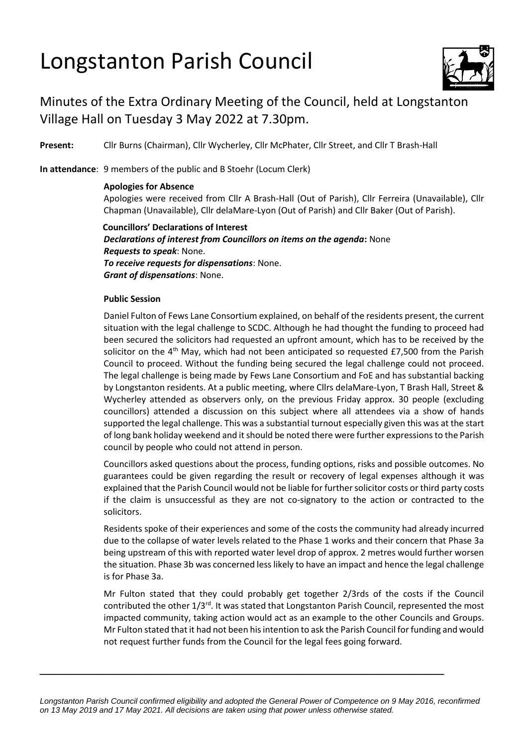# Longstanton Parish Council

## Minutes of the Extra Ordinary Meeting of the Council, held at Longstanton Village Hall on Tuesday 3 May 2022 at 7.30pm.

**Present:** Cllr Burns (Chairman), Cllr Wycherley, Cllr McPhater, Cllr Street, and Cllr T Brash-Hall

**In attendance**: 9 members of the public and B Stoehr (Locum Clerk)

**Apologies for Absence**

Apologies were received from Cllr A Brash-Hall (Out of Parish), Cllr Ferreira (Unavailable), Cllr Chapman (Unavailable), Cllr delaMare-Lyon (Out of Parish) and Cllr Baker (Out of Parish).

**Councillors' Declarations of Interest**

***Declarations of interest from Councillors on items on the agenda*:** None
***Requests to speak***: None.
***To receive requests for dispensations***: None.
***Grant of dispensations***: None.

**Public Session**

Daniel Fulton of Fews Lane Consortium explained, on behalf of the residents present, the current situation with the legal challenge to SCDC. Although he had thought the funding to proceed had been secured the solicitors had requested an upfront amount, which has to be received by the solicitor on the 4th May, which had not been anticipated so requested £7,500 from the Parish Council to proceed. Without the funding being secured the legal challenge could not proceed. The legal challenge is being made by Fews Lane Consortium and FoE and has substantial backing by Longstanton residents. At a public meeting, where Cllrs delaMare-Lyon, T Brash Hall, Street & Wycherley attended as observers only, on the previous Friday approx. 30 people (excluding councillors) attended a discussion on this subject where all attendees via a show of hands supported the legal challenge. This was a substantial turnout especially given this was at the start of long bank holiday weekend and it should be noted there were further expressions to the Parish council by people who could not attend in person.

Councillors asked questions about the process, funding options, risks and possible outcomes. No guarantees could be given regarding the result or recovery of legal expenses although it was explained that the Parish Council would not be liable for further solicitor costs or third party costs if the claim is unsuccessful as they are not co-signatory to the action or contracted to the solicitors.

Residents spoke of their experiences and some of the costs the community had already incurred due to the collapse of water levels related to the Phase 1 works and their concern that Phase 3a being upstream of this with reported water level drop of approx. 2 metres would further worsen the situation. Phase 3b was concerned less likely to have an impact and hence the legal challenge is for Phase 3a.

Mr Fulton stated that they could probably get together 2/3rds of the costs if the Council contributed the other 1/3rd. It was stated that Longstanton Parish Council, represented the most impacted community, taking action would act as an example to the other Councils and Groups. Mr Fulton stated that it had not been his intention to ask the Parish Council for funding and would not request further funds from the Council for the legal fees going forward.

*Longstanton Parish Council confirmed eligibility and adopted the General Power of Competence on 9 May 2016, reconfirmed on 13 May 2019 and 17 May 2021. All decisions are taken using that power unless otherwise stated.*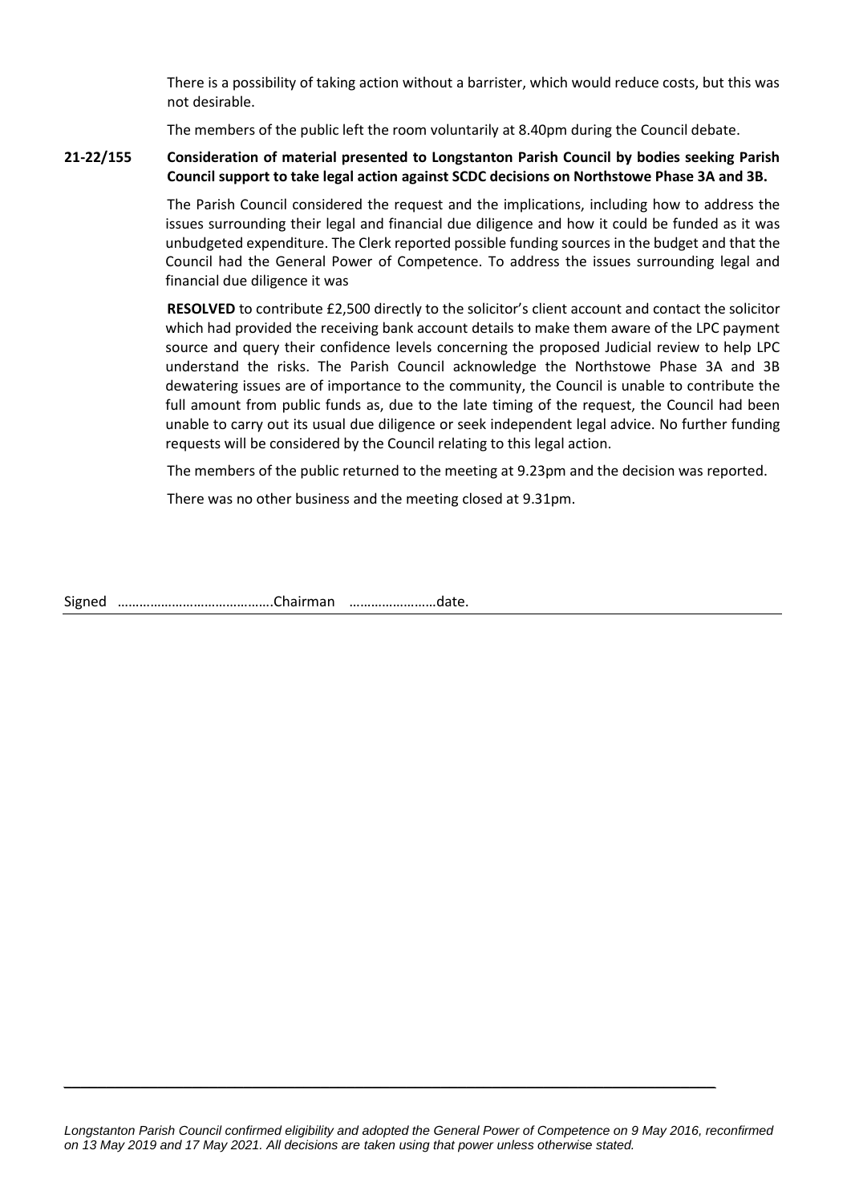There is a possibility of taking action without a barrister, which would reduce costs, but this was not desirable.

The members of the public left the room voluntarily at 8.40pm during the Council debate.

**21-22/155 Consideration of material presented to Longstanton Parish Council by bodies seeking Parish Council support to take legal action against SCDC decisions on Northstowe Phase 3A and 3B.**

The Parish Council considered the request and the implications, including how to address the issues surrounding their legal and financial due diligence and how it could be funded as it was unbudgeted expenditure. The Clerk reported possible funding sources in the budget and that the Council had the General Power of Competence. To address the issues surrounding legal and financial due diligence it was

**RESOLVED** to contribute £2,500 directly to the solicitor's client account and contact the solicitor which had provided the receiving bank account details to make them aware of the LPC payment source and query their confidence levels concerning the proposed Judicial review to help LPC understand the risks. The Parish Council acknowledge the Northstowe Phase 3A and 3B dewatering issues are of importance to the community, the Council is unable to contribute the full amount from public funds as, due to the late timing of the request, the Council had been unable to carry out its usual due diligence or seek independent legal advice. No further funding requests will be considered by the Council relating to this legal action.

The members of the public returned to the meeting at 9.23pm and the decision was reported.

There was no other business and the meeting closed at 9.31pm.

Signed …………………………………….Chairman ……………………date.

*Longstanton Parish Council confirmed eligibility and adopted the General Power of Competence on 9 May 2016, reconfirmed on 13 May 2019 and 17 May 2021. All decisions are taken using that power unless otherwise stated.*